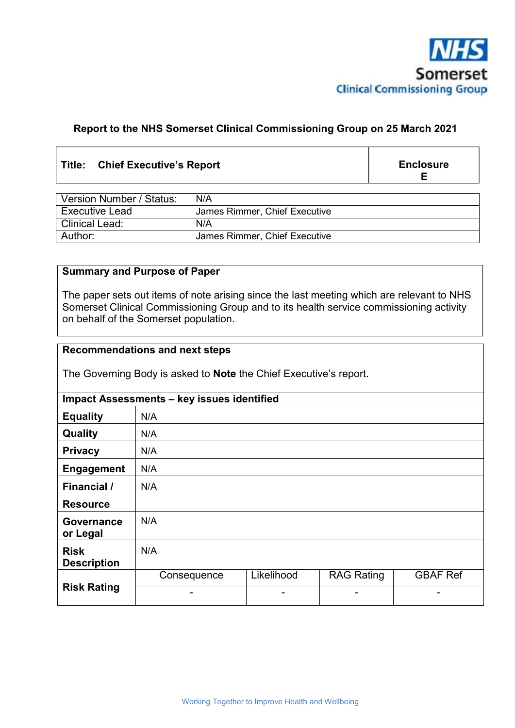NHS Somerset Clinical Commissioning Group

**Report to the NHS Somerset Clinical Commissioning Group on 25 March 2021**

| **Title: Chief Executive's Report** | **Enclosure E** |
|---|---|

| Version Number / Status: | N/A |
|---|---|
| Executive Lead | James Rimmer, Chief Executive |
| Clinical Lead: | N/A |
| Author: | James Rimmer, Chief Executive |

**Summary and Purpose of Paper**

The paper sets out items of note arising since the last meeting which are relevant to NHS Somerset Clinical Commissioning Group and to its health service commissioning activity on behalf of the Somerset population.

**Recommendations and next steps**

The Governing Body is asked to **Note** the Chief Executive's report.

| **Impact Assessments – key issues identified** | | | | |
|---|---|---|---|---|
| **Equality** | N/A | | | |
| **Quality** | N/A | | | |
| **Privacy** | N/A | | | |
| **Engagement** | N/A | | | |
| **Financial / Resource** | N/A | | | |
| **Governance or Legal** | N/A | | | |
| **Risk Description** | N/A | | | |
| **Risk Rating** | Consequence | Likelihood | RAG Rating | GBAF Ref |
| | - | - | - | - |

Working Together to Improve Health and Wellbeing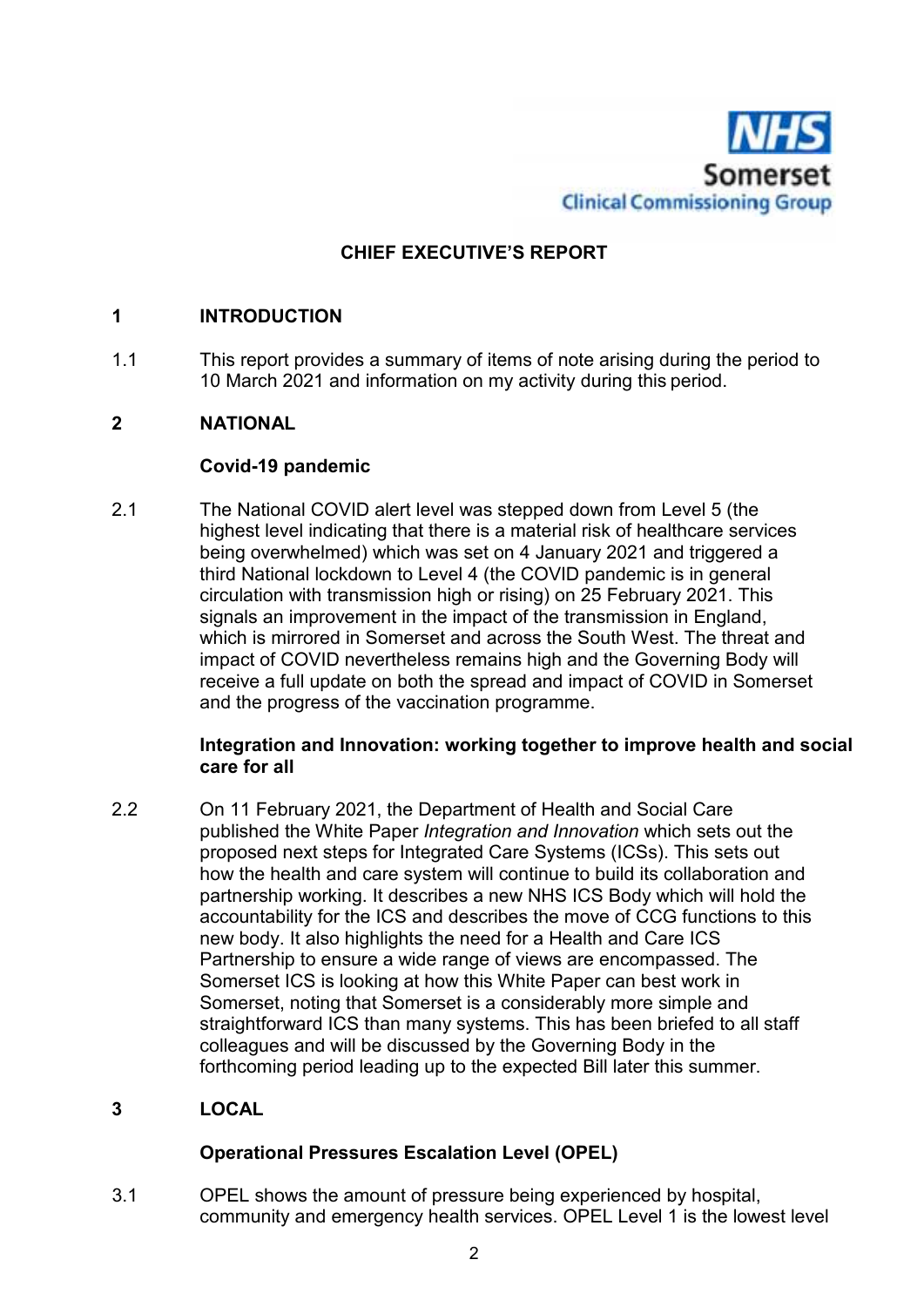## CHIEF EXECUTIVE'S REPORT

### 1 INTRODUCTION

1.1 This report provides a summary of items of note arising during the period to 10 March 2021 and information on my activity during this period.

### 2 NATIONAL

**Covid-19 pandemic**

2.1 The National COVID alert level was stepped down from Level 5 (the highest level indicating that there is a material risk of healthcare services being overwhelmed) which was set on 4 January 2021 and triggered a third National lockdown to Level 4 (the COVID pandemic is in general circulation with transmission high or rising) on 25 February 2021. This signals an improvement in the impact of the transmission in England, which is mirrored in Somerset and across the South West. The threat and impact of COVID nevertheless remains high and the Governing Body will receive a full update on both the spread and impact of COVID in Somerset and the progress of the vaccination programme.

**Integration and Innovation: working together to improve health and social care for all**

2.2 On 11 February 2021, the Department of Health and Social Care published the White Paper *Integration and Innovation* which sets out the proposed next steps for Integrated Care Systems (ICSs). This sets out how the health and care system will continue to build its collaboration and partnership working. It describes a new NHS ICS Body which will hold the accountability for the ICS and describes the move of CCG functions to this new body. It also highlights the need for a Health and Care ICS Partnership to ensure a wide range of views are encompassed. The Somerset ICS is looking at how this White Paper can best work in Somerset, noting that Somerset is a considerably more simple and straightforward ICS than many systems. This has been briefed to all staff colleagues and will be discussed by the Governing Body in the forthcoming period leading up to the expected Bill later this summer.

### 3 LOCAL

**Operational Pressures Escalation Level (OPEL)**

3.1 OPEL shows the amount of pressure being experienced by hospital, community and emergency health services. OPEL Level 1 is the lowest level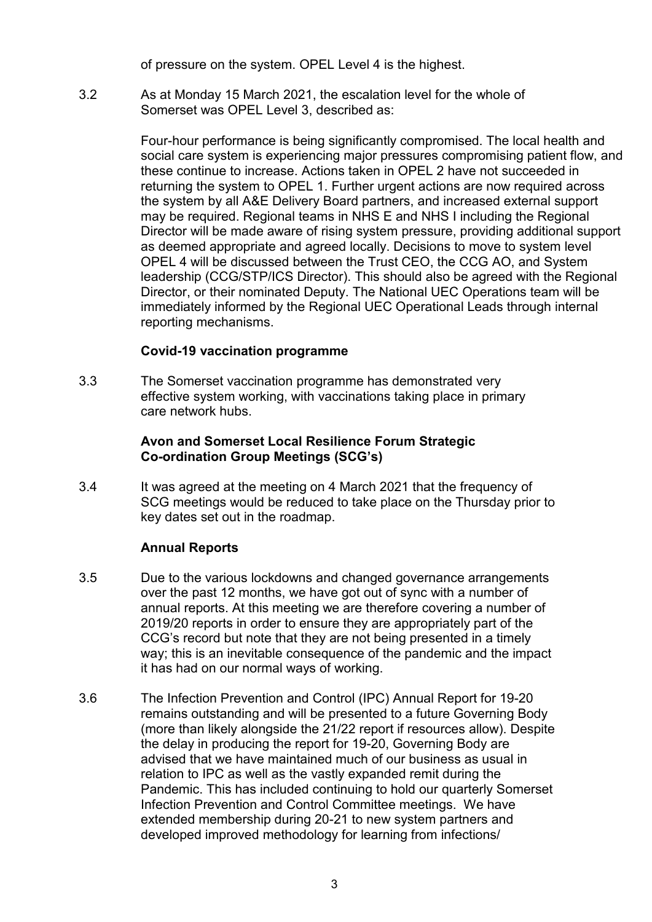of pressure on the system. OPEL Level 4 is the highest.

3.2 As at Monday 15 March 2021, the escalation level for the whole of Somerset was OPEL Level 3, described as:

> Four-hour performance is being significantly compromised. The local health and social care system is experiencing major pressures compromising patient flow, and these continue to increase. Actions taken in OPEL 2 have not succeeded in returning the system to OPEL 1. Further urgent actions are now required across the system by all A&E Delivery Board partners, and increased external support may be required. Regional teams in NHS E and NHS I including the Regional Director will be made aware of rising system pressure, providing additional support as deemed appropriate and agreed locally. Decisions to move to system level OPEL 4 will be discussed between the Trust CEO, the CCG AO, and System leadership (CCG/STP/ICS Director). This should also be agreed with the Regional Director, or their nominated Deputy. The National UEC Operations team will be immediately informed by the Regional UEC Operational Leads through internal reporting mechanisms.

**Covid-19 vaccination programme**

3.3 The Somerset vaccination programme has demonstrated very effective system working, with vaccinations taking place in primary care network hubs.

**Avon and Somerset Local Resilience Forum Strategic Co-ordination Group Meetings (SCG's)**

3.4 It was agreed at the meeting on 4 March 2021 that the frequency of SCG meetings would be reduced to take place on the Thursday prior to key dates set out in the roadmap.

**Annual Reports**

3.5 Due to the various lockdowns and changed governance arrangements over the past 12 months, we have got out of sync with a number of annual reports. At this meeting we are therefore covering a number of 2019/20 reports in order to ensure they are appropriately part of the CCG's record but note that they are not being presented in a timely way; this is an inevitable consequence of the pandemic and the impact it has had on our normal ways of working.

3.6 The Infection Prevention and Control (IPC) Annual Report for 19-20 remains outstanding and will be presented to a future Governing Body (more than likely alongside the 21/22 report if resources allow). Despite the delay in producing the report for 19-20, Governing Body are advised that we have maintained much of our business as usual in relation to IPC as well as the vastly expanded remit during the Pandemic. This has included continuing to hold our quarterly Somerset Infection Prevention and Control Committee meetings. We have extended membership during 20-21 to new system partners and developed improved methodology for learning from infections/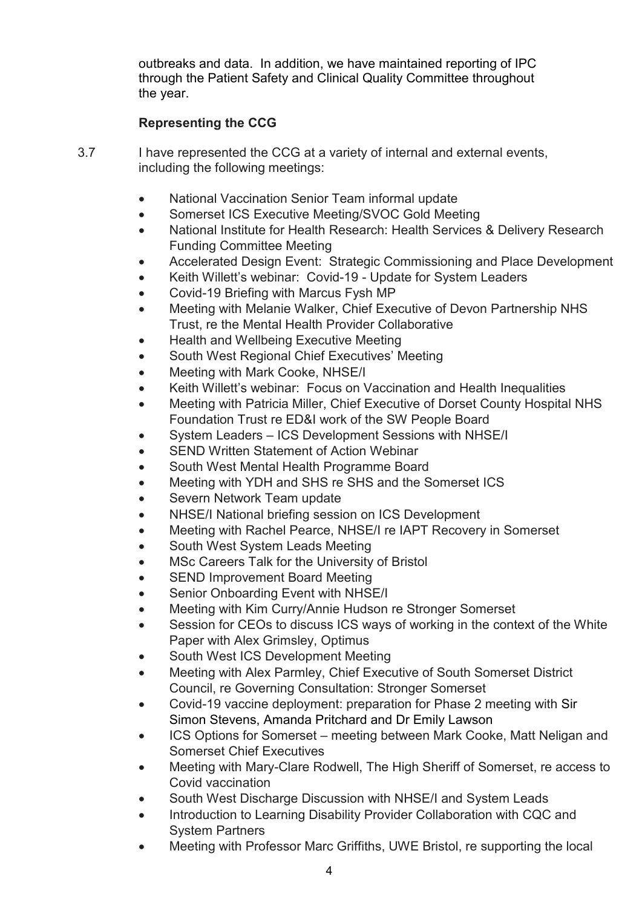outbreaks and data. In addition, we have maintained reporting of IPC through the Patient Safety and Clinical Quality Committee throughout the year.

**Representing the CCG**

3.7 I have represented the CCG at a variety of internal and external events, including the following meetings:

- National Vaccination Senior Team informal update
- Somerset ICS Executive Meeting/SVOC Gold Meeting
- National Institute for Health Research: Health Services & Delivery Research Funding Committee Meeting
- Accelerated Design Event: Strategic Commissioning and Place Development
- Keith Willett's webinar: Covid-19 - Update for System Leaders
- Covid-19 Briefing with Marcus Fysh MP
- Meeting with Melanie Walker, Chief Executive of Devon Partnership NHS Trust, re the Mental Health Provider Collaborative
- Health and Wellbeing Executive Meeting
- South West Regional Chief Executives' Meeting
- Meeting with Mark Cooke, NHSE/I
- Keith Willett's webinar: Focus on Vaccination and Health Inequalities
- Meeting with Patricia Miller, Chief Executive of Dorset County Hospital NHS Foundation Trust re ED&I work of the SW People Board
- System Leaders – ICS Development Sessions with NHSE/I
- SEND Written Statement of Action Webinar
- South West Mental Health Programme Board
- Meeting with YDH and SHS re SHS and the Somerset ICS
- Severn Network Team update
- NHSE/I National briefing session on ICS Development
- Meeting with Rachel Pearce, NHSE/I re IAPT Recovery in Somerset
- South West System Leads Meeting
- MSc Careers Talk for the University of Bristol
- SEND Improvement Board Meeting
- Senior Onboarding Event with NHSE/I
- Meeting with Kim Curry/Annie Hudson re Stronger Somerset
- Session for CEOs to discuss ICS ways of working in the context of the White Paper with Alex Grimsley, Optimus
- South West ICS Development Meeting
- Meeting with Alex Parmley, Chief Executive of South Somerset District Council, re Governing Consultation: Stronger Somerset
- Covid-19 vaccine deployment: preparation for Phase 2 meeting with Sir Simon Stevens, Amanda Pritchard and Dr Emily Lawson
- ICS Options for Somerset – meeting between Mark Cooke, Matt Neligan and Somerset Chief Executives
- Meeting with Mary-Clare Rodwell, The High Sheriff of Somerset, re access to Covid vaccination
- South West Discharge Discussion with NHSE/I and System Leads
- Introduction to Learning Disability Provider Collaboration with CQC and System Partners
- Meeting with Professor Marc Griffiths, UWE Bristol, re supporting the local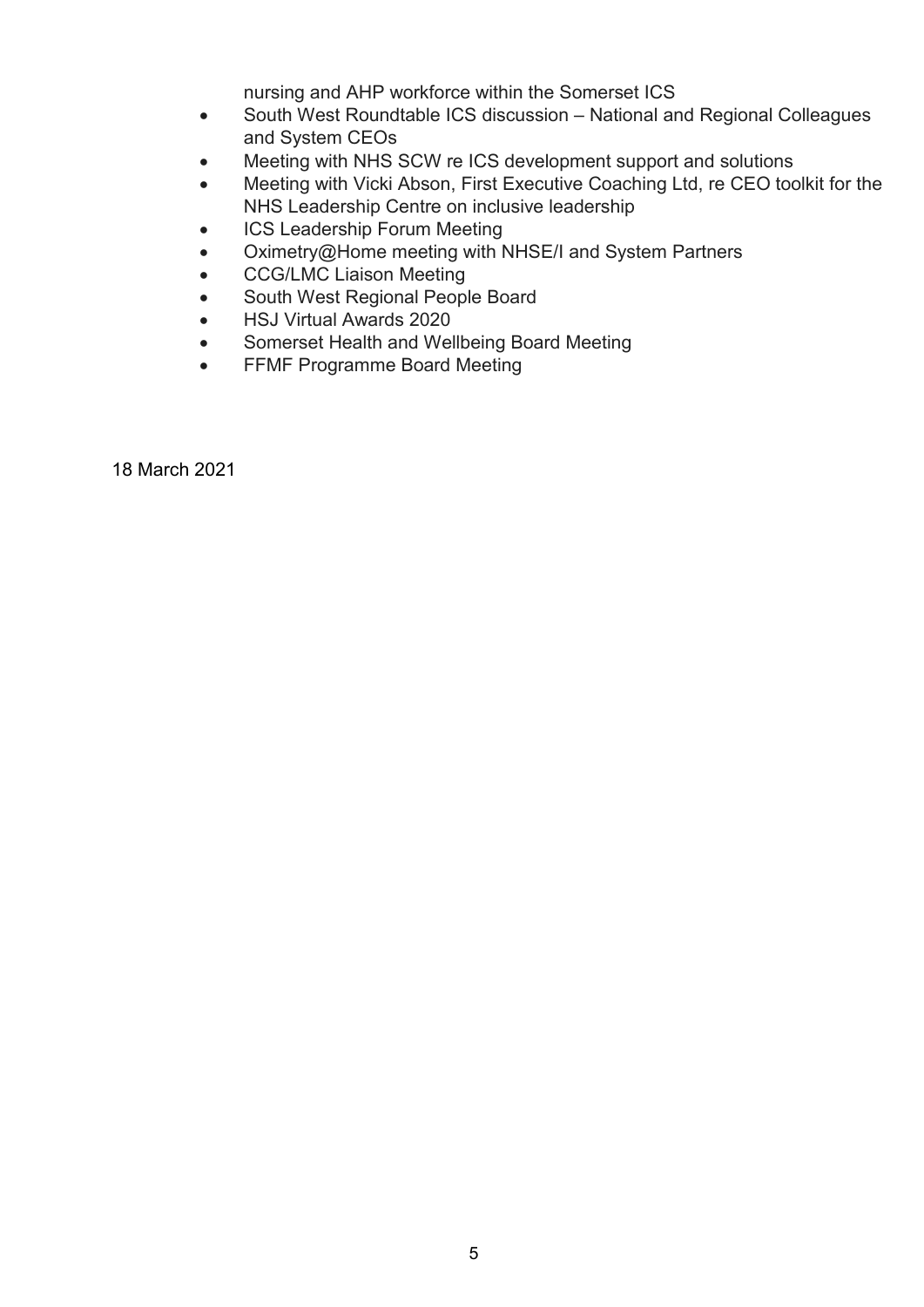nursing and AHP workforce within the Somerset ICS

- South West Roundtable ICS discussion – National and Regional Colleagues and System CEOs
- Meeting with NHS SCW re ICS development support and solutions
- Meeting with Vicki Abson, First Executive Coaching Ltd, re CEO toolkit for the NHS Leadership Centre on inclusive leadership
- ICS Leadership Forum Meeting
- Oximetry@Home meeting with NHSE/I and System Partners
- CCG/LMC Liaison Meeting
- South West Regional People Board
- HSJ Virtual Awards 2020
- Somerset Health and Wellbeing Board Meeting
- FFMF Programme Board Meeting

18 March 2021